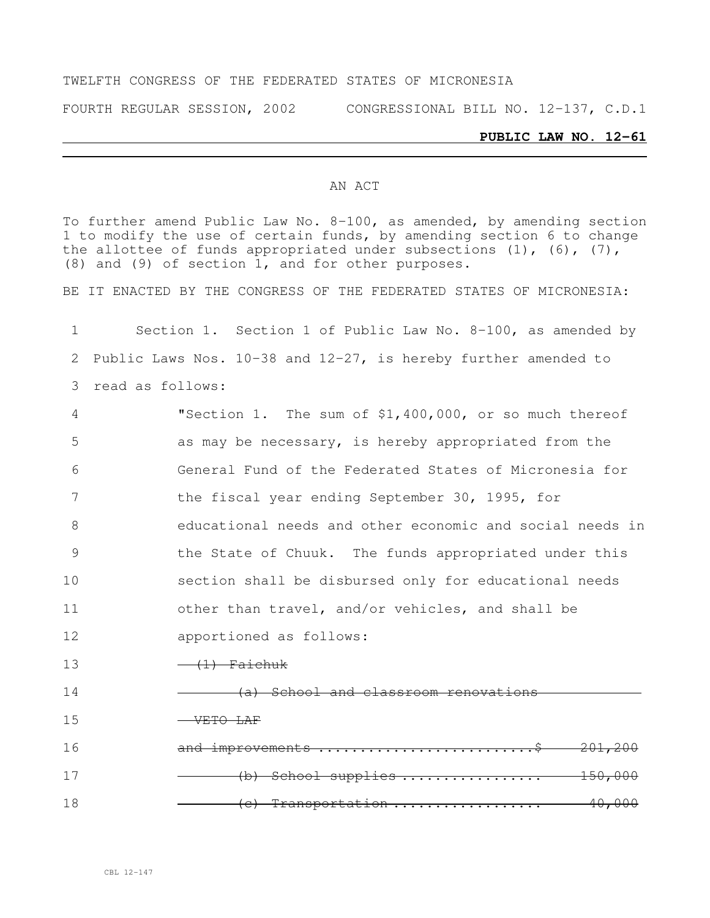TWELFTH CONGRESS OF THE FEDERATED STATES OF MICRONESIA

FOURTH REGULAR SESSION, 2002 CONGRESSIONAL BILL NO. 12-137, C.D.1

**PUBLIC LAW NO. 12-61**

AN ACT

To further amend Public Law No. 8-100, as amended, by amending section 1 to modify the use of certain funds, by amending section 6 to change the allottee of funds appropriated under subsections (1), (6), (7), (8) and (9) of section 1, and for other purposes.

BE IT ENACTED BY THE CONGRESS OF THE FEDERATED STATES OF MICRONESIA:

1 Section 1. Section 1 of Public Law No. 8-100, as amended by
2 Public Laws Nos. 10-38 and 12-27, is hereby further amended to
3 read as follows:

4 "Section 1. The sum of $1,400,000, or so much thereof
5 as may be necessary, is hereby appropriated from the
6 General Fund of the Federated States of Micronesia for
7 the fiscal year ending September 30, 1995, for
8 educational needs and other economic and social needs in
9 the State of Chuuk. The funds appropriated under this
10 section shall be disbursed only for educational needs
11 other than travel, and/or vehicles, and shall be
12 apportioned as follows:

13 ~~(1) Faichuk~~

14 ~~(a) School and classroom renovations~~

15 ~~VETO LAF~~

16 ~~and improvements ..........................$ 201,200~~

17 ~~(b) School supplies ................. 150,000~~

18 ~~(c) Transportation .................. 40,000~~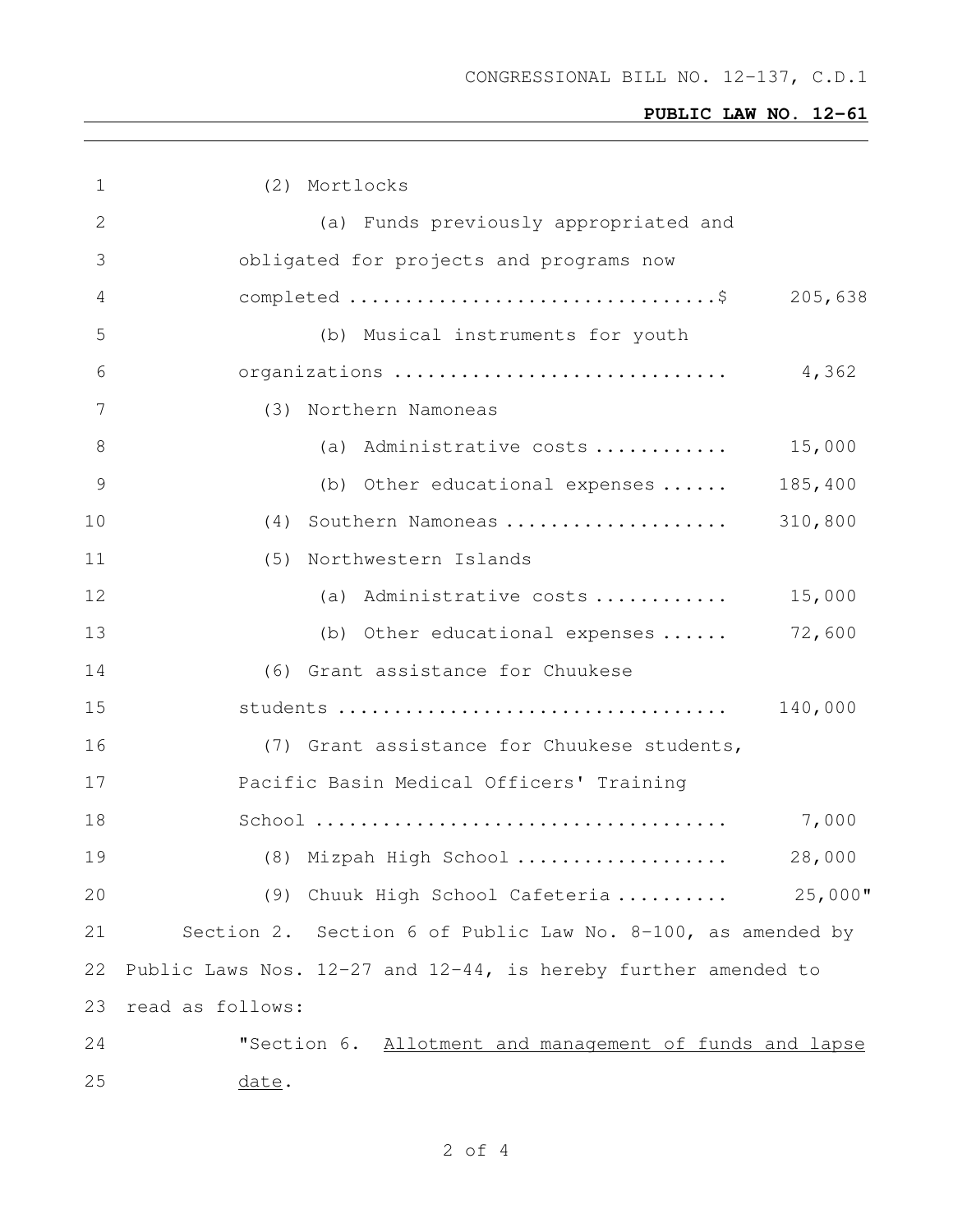(2) Mortlocks

(a) Funds previously appropriated and obligated for projects and programs now completed ................................$ 205,638

(b) Musical instruments for youth organizations ............................. 4,362

(3) Northern Namoneas

(a) Administrative costs ............ 15,000

(b) Other educational expenses ...... 185,400

(4) Southern Namoneas .................... 310,800

(5) Northwestern Islands

(a) Administrative costs ............ 15,000

(b) Other educational expenses ...... 72,600

(6) Grant assistance for Chuukese students .................................. 140,000

(7) Grant assistance for Chuukese students, Pacific Basin Medical Officers' Training School .................................... 7,000

(8) Mizpah High School ................... 28,000

(9) Chuuk High School Cafeteria .......... 25,000"

Section 2. Section 6 of Public Law No. 8-100, as amended by Public Laws Nos. 12-27 and 12-44, is hereby further amended to read as follows:

"Section 6. Allotment and management of funds and lapse date.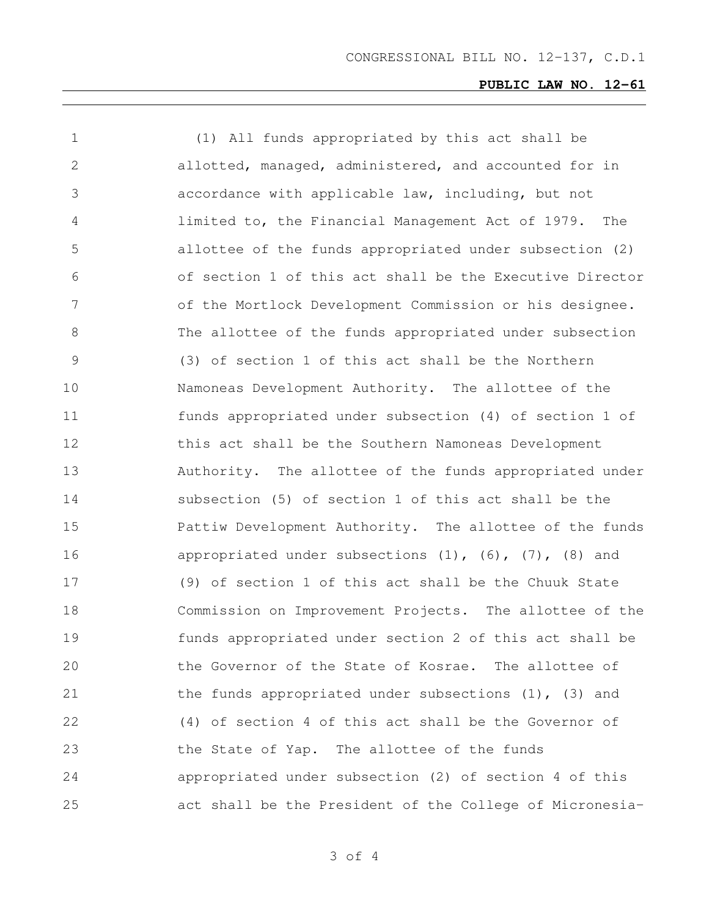(1) All funds appropriated by this act shall be allotted, managed, administered, and accounted for in accordance with applicable law, including, but not limited to, the Financial Management Act of 1979. The allottee of the funds appropriated under subsection (2) of section 1 of this act shall be the Executive Director of the Mortlock Development Commission or his designee. The allottee of the funds appropriated under subsection (3) of section 1 of this act shall be the Northern Namoneas Development Authority. The allottee of the funds appropriated under subsection (4) of section 1 of this act shall be the Southern Namoneas Development Authority. The allottee of the funds appropriated under subsection (5) of section 1 of this act shall be the Pattiw Development Authority. The allottee of the funds appropriated under subsections (1), (6), (7), (8) and (9) of section 1 of this act shall be the Chuuk State Commission on Improvement Projects. The allottee of the funds appropriated under section 2 of this act shall be the Governor of the State of Kosrae. The allottee of the funds appropriated under subsections (1), (3) and (4) of section 4 of this act shall be the Governor of the State of Yap. The allottee of the funds appropriated under subsection (2) of section 4 of this act shall be the President of the College of Micronesia-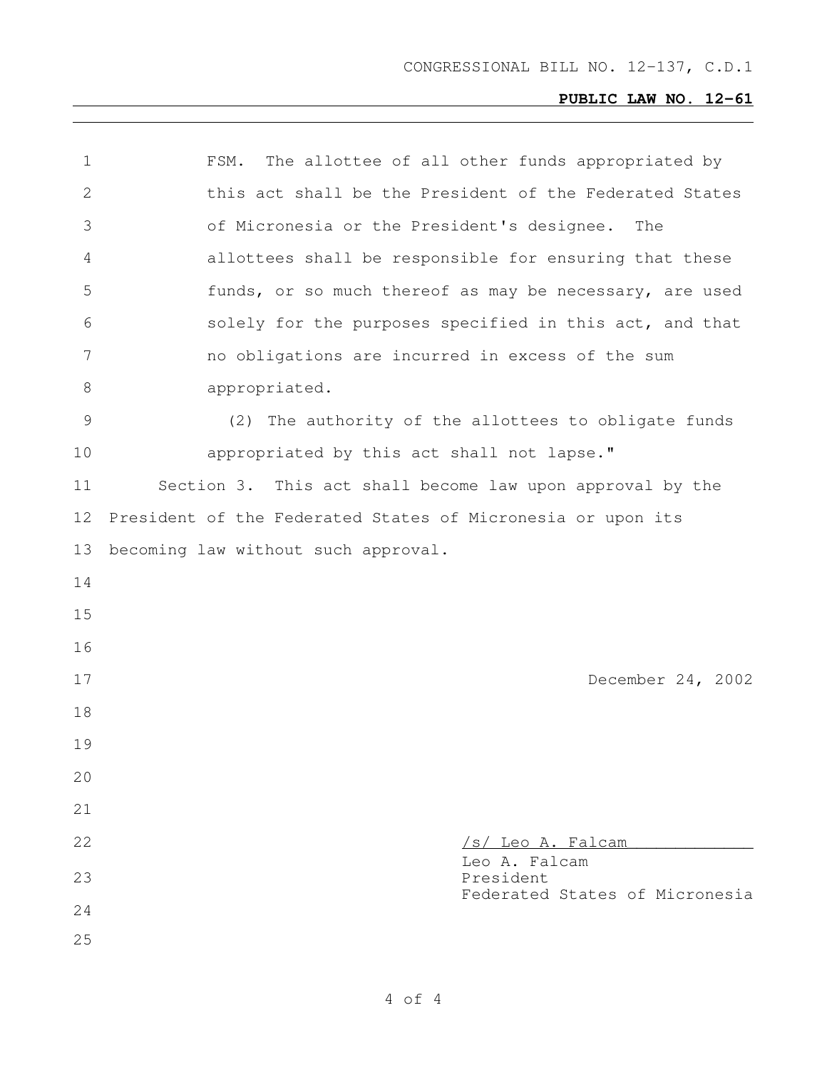FSM. The allottee of all other funds appropriated by this act shall be the President of the Federated States of Micronesia or the President's designee. The allottees shall be responsible for ensuring that these funds, or so much thereof as may be necessary, are used solely for the purposes specified in this act, and that no obligations are incurred in excess of the sum appropriated.

(2) The authority of the allottees to obligate funds appropriated by this act shall not lapse."

Section 3. This act shall become law upon approval by the President of the Federated States of Micronesia or upon its becoming law without such approval.

December 24, 2002

/s/ Leo A. Falcam

Leo A. Falcam
President
Federated States of Micronesia